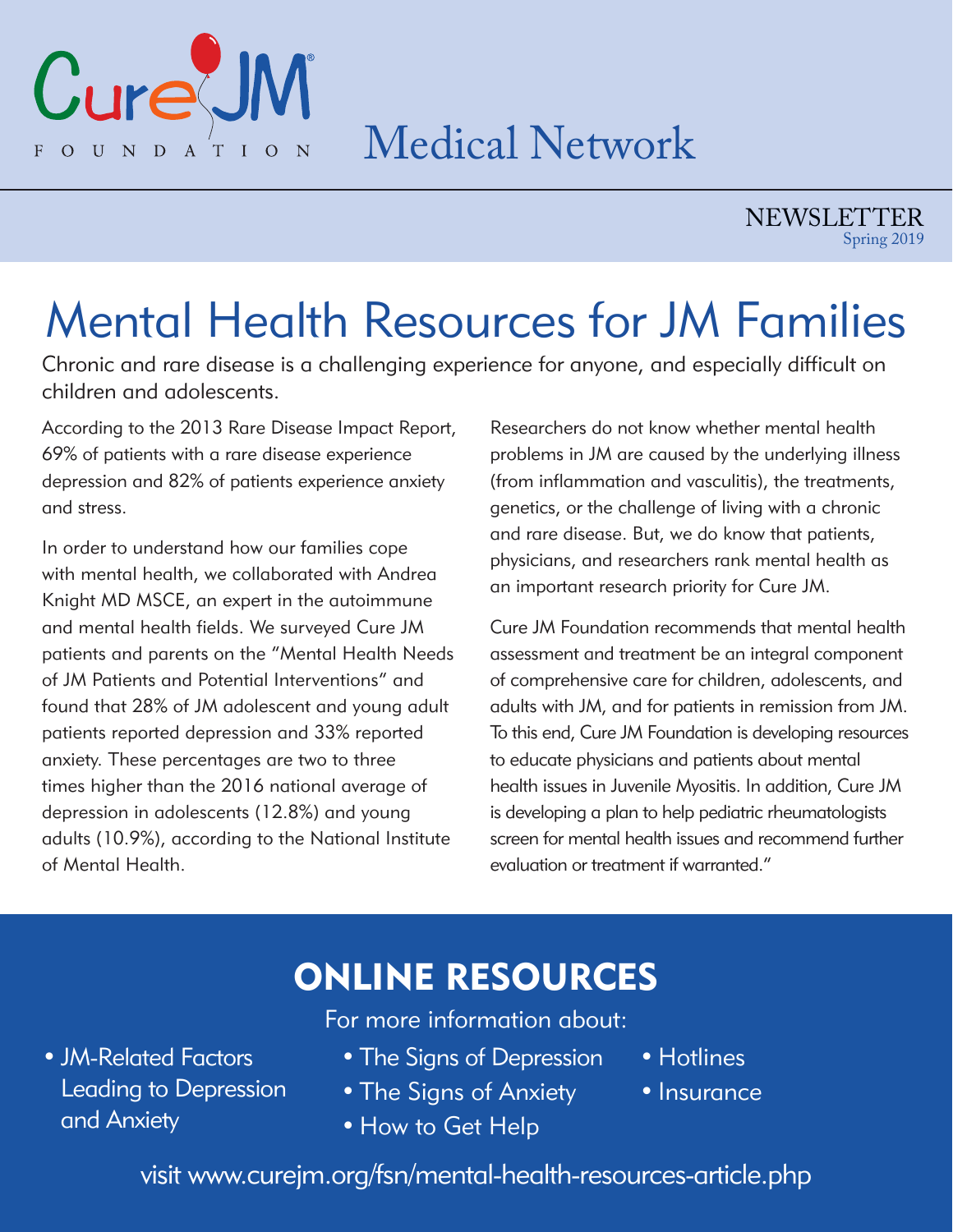Cure JM FOUNDATION

Medical Network

NEWSLETTER
Spring 2019

# Mental Health Resources for JM Families

Chronic and rare disease is a challenging experience for anyone, and especially difficult on children and adolescents.

According to the 2013 Rare Disease Impact Report, 69% of patients with a rare disease experience depression and 82% of patients experience anxiety and stress.

In order to understand how our families cope with mental health, we collaborated with Andrea Knight MD MSCE, an expert in the autoimmune and mental health fields. We surveyed Cure JM patients and parents on the "Mental Health Needs of JM Patients and Potential Interventions" and found that 28% of JM adolescent and young adult patients reported depression and 33% reported anxiety. These percentages are two to three times higher than the 2016 national average of depression in adolescents (12.8%) and young adults (10.9%), according to the National Institute of Mental Health.

Researchers do not know whether mental health problems in JM are caused by the underlying illness (from inflammation and vasculitis), the treatments, genetics, or the challenge of living with a chronic and rare disease. But, we do know that patients, physicians, and researchers rank mental health as an important research priority for Cure JM.

Cure JM Foundation recommends that mental health assessment and treatment be an integral component of comprehensive care for children, adolescents, and adults with JM, and for patients in remission from JM. To this end, Cure JM Foundation is developing resources to educate physicians and patients about mental health issues in Juvenile Myositis. In addition, Cure JM is developing a plan to help pediatric rheumatologists screen for mental health issues and recommend further evaluation or treatment if warranted."

## ONLINE RESOURCES

For more information about:

- JM-Related Factors Leading to Depression and Anxiety
- The Signs of Depression
- The Signs of Anxiety
- How to Get Help
- Hotlines
- Insurance

visit www.curejm.org/fsn/mental-health-resources-article.php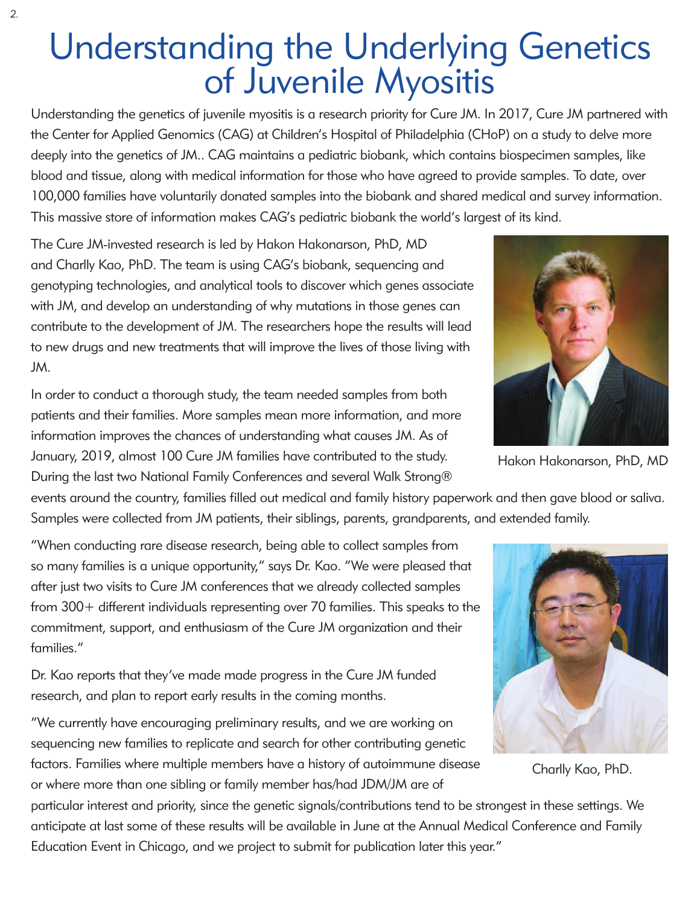# Understanding the Underlying Genetics of Juvenile Myositis

Understanding the genetics of juvenile myositis is a research priority for Cure JM. In 2017, Cure JM partnered with the Center for Applied Genomics (CAG) at Children's Hospital of Philadelphia (CHoP) on a study to delve more deeply into the genetics of JM.. CAG maintains a pediatric biobank, which contains biospecimen samples, like blood and tissue, along with medical information for those who have agreed to provide samples. To date, over 100,000 families have voluntarily donated samples into the biobank and shared medical and survey information. This massive store of information makes CAG's pediatric biobank the world's largest of its kind.

The Cure JM-invested research is led by Hakon Hakonarson, PhD, MD and Charlly Kao, PhD. The team is using CAG's biobank, sequencing and genotyping technologies, and analytical tools to discover which genes associate with JM, and develop an understanding of why mutations in those genes can contribute to the development of JM. The researchers hope the results will lead to new drugs and new treatments that will improve the lives of those living with JM.

Hakon Hakonarson, PhD, MD

In order to conduct a thorough study, the team needed samples from both patients and their families. More samples mean more information, and more information improves the chances of understanding what causes JM. As of January, 2019, almost 100 Cure JM families have contributed to the study. During the last two National Family Conferences and several Walk Strong® events around the country, families filled out medical and family history paperwork and then gave blood or saliva. Samples were collected from JM patients, their siblings, parents, grandparents, and extended family.

"When conducting rare disease research, being able to collect samples from so many families is a unique opportunity," says Dr. Kao. "We were pleased that after just two visits to Cure JM conferences that we already collected samples from 300+ different individuals representing over 70 families. This speaks to the commitment, support, and enthusiasm of the Cure JM organization and their families."

Dr. Kao reports that they've made made progress in the Cure JM funded research, and plan to report early results in the coming months.

"We currently have encouraging preliminary results, and we are working on sequencing new families to replicate and search for other contributing genetic factors. Families where multiple members have a history of autoimmune disease or where more than one sibling or family member has/had JDM/JM are of particular interest and priority, since the genetic signals/contributions tend to be strongest in these settings. We anticipate at last some of these results will be available in June at the Annual Medical Conference and Family Education Event in Chicago, and we project to submit for publication later this year."

Charlly Kao, PhD.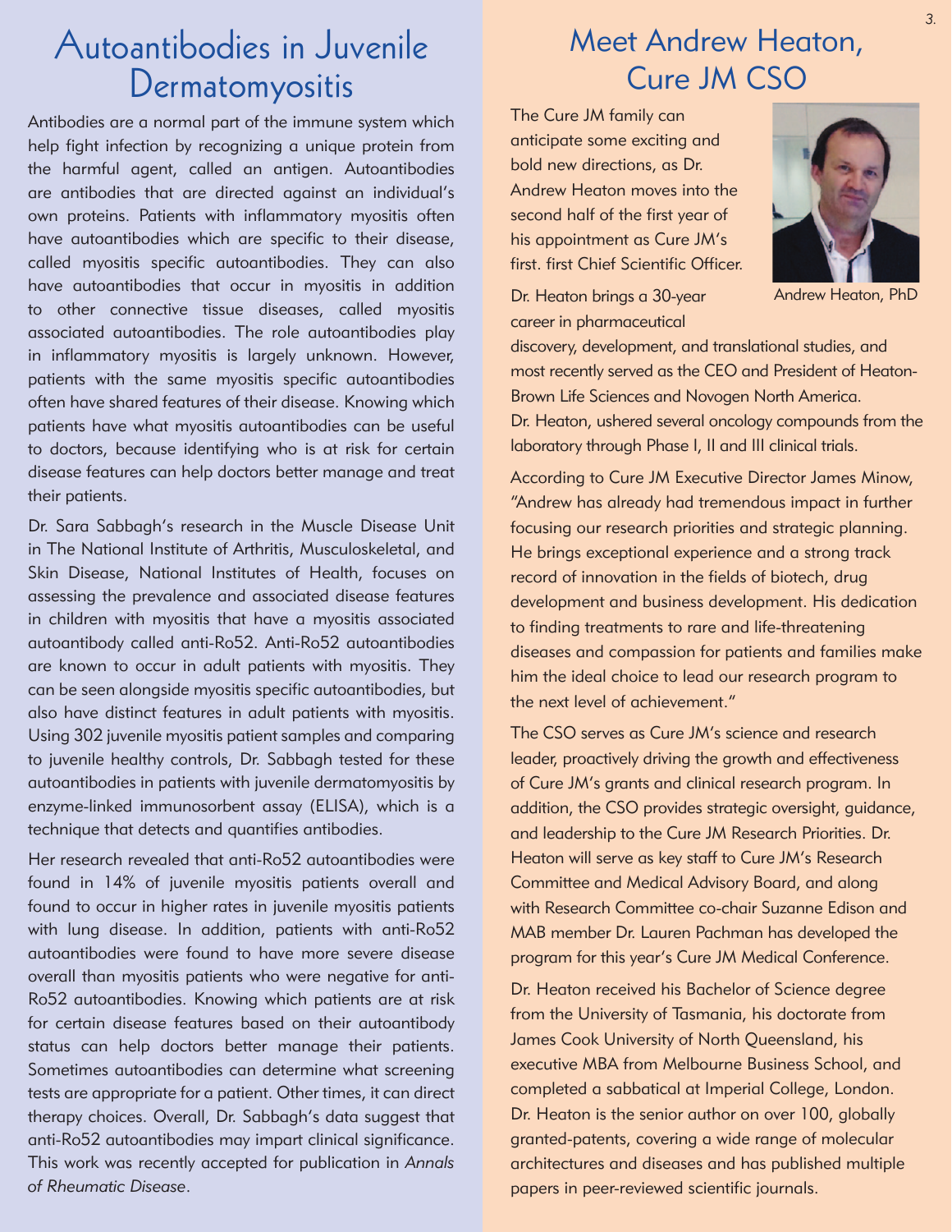# Autoantibodies in Juvenile Dermatomyositis

Antibodies are a normal part of the immune system which help fight infection by recognizing a unique protein from the harmful agent, called an antigen. Autoantibodies are antibodies that are directed against an individual's own proteins. Patients with inflammatory myositis often have autoantibodies which are specific to their disease, called myositis specific autoantibodies. They can also have autoantibodies that occur in myositis in addition to other connective tissue diseases, called myositis associated autoantibodies. The role autoantibodies play in inflammatory myositis is largely unknown. However, patients with the same myositis specific autoantibodies often have shared features of their disease. Knowing which patients have what myositis autoantibodies can be useful to doctors, because identifying who is at risk for certain disease features can help doctors better manage and treat their patients.

Dr. Sara Sabbagh's research in the Muscle Disease Unit in The National Institute of Arthritis, Musculoskeletal, and Skin Disease, National Institutes of Health, focuses on assessing the prevalence and associated disease features in children with myositis that have a myositis associated autoantibody called anti-Ro52. Anti-Ro52 autoantibodies are known to occur in adult patients with myositis. They can be seen alongside myositis specific autoantibodies, but also have distinct features in adult patients with myositis. Using 302 juvenile myositis patient samples and comparing to juvenile healthy controls, Dr. Sabbagh tested for these autoantibodies in patients with juvenile dermatomyositis by enzyme-linked immunosorbent assay (ELISA), which is a technique that detects and quantifies antibodies.

Her research revealed that anti-Ro52 autoantibodies were found in 14% of juvenile myositis patients overall and found to occur in higher rates in juvenile myositis patients with lung disease. In addition, patients with anti-Ro52 autoantibodies were found to have more severe disease overall than myositis patients who were negative for anti-Ro52 autoantibodies. Knowing which patients are at risk for certain disease features based on their autoantibody status can help doctors better manage their patients. Sometimes autoantibodies can determine what screening tests are appropriate for a patient. Other times, it can direct therapy choices. Overall, Dr. Sabbagh's data suggest that anti-Ro52 autoantibodies may impart clinical significance. This work was recently accepted for publication in *Annals of Rheumatic Disease*.

# Meet Andrew Heaton, Cure JM CSO

The Cure JM family can anticipate some exciting and bold new directions, as Dr. Andrew Heaton moves into the second half of the first year of his appointment as Cure JM's first. first Chief Scientific Officer.

Andrew Heaton, PhD

Dr. Heaton brings a 30-year career in pharmaceutical discovery, development, and translational studies, and most recently served as the CEO and President of Heaton-Brown Life Sciences and Novogen North America. Dr. Heaton, ushered several oncology compounds from the laboratory through Phase I, II and III clinical trials.

According to Cure JM Executive Director James Minow, "Andrew has already had tremendous impact in further focusing our research priorities and strategic planning. He brings exceptional experience and a strong track record of innovation in the fields of biotech, drug development and business development. His dedication to finding treatments to rare and life-threatening diseases and compassion for patients and families make him the ideal choice to lead our research program to the next level of achievement."

The CSO serves as Cure JM's science and research leader, proactively driving the growth and effectiveness of Cure JM's grants and clinical research program. In addition, the CSO provides strategic oversight, guidance, and leadership to the Cure JM Research Priorities. Dr. Heaton will serve as key staff to Cure JM's Research Committee and Medical Advisory Board, and along with Research Committee co-chair Suzanne Edison and MAB member Dr. Lauren Pachman has developed the program for this year's Cure JM Medical Conference.

Dr. Heaton received his Bachelor of Science degree from the University of Tasmania, his doctorate from James Cook University of North Queensland, his executive MBA from Melbourne Business School, and completed a sabbatical at Imperial College, London. Dr. Heaton is the senior author on over 100, globally granted-patents, covering a wide range of molecular architectures and diseases and has published multiple papers in peer-reviewed scientific journals.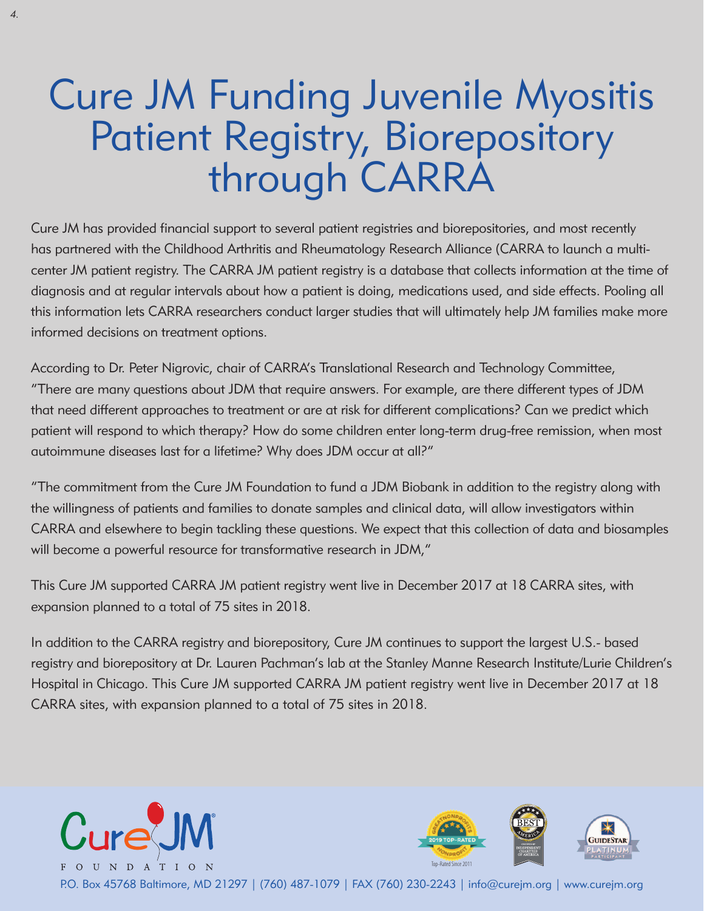# Cure JM Funding Juvenile Myositis Patient Registry, Biorepository through CARRA

Cure JM has provided financial support to several patient registries and biorepositories, and most recently has partnered with the Childhood Arthritis and Rheumatology Research Alliance (CARRA to launch a multi-center JM patient registry. The CARRA JM patient registry is a database that collects information at the time of diagnosis and at regular intervals about how a patient is doing, medications used, and side effects. Pooling all this information lets CARRA researchers conduct larger studies that will ultimately help JM families make more informed decisions on treatment options.

According to Dr. Peter Nigrovic, chair of CARRA's Translational Research and Technology Committee, "There are many questions about JDM that require answers. For example, are there different types of JDM that need different approaches to treatment or are at risk for different complications? Can we predict which patient will respond to which therapy? How do some children enter long-term drug-free remission, when most autoimmune diseases last for a lifetime? Why does JDM occur at all?"

"The commitment from the Cure JM Foundation to fund a JDM Biobank in addition to the registry along with the willingness of patients and families to donate samples and clinical data, will allow investigators within CARRA and elsewhere to begin tackling these questions. We expect that this collection of data and biosamples will become a powerful resource for transformative research in JDM,"

This Cure JM supported CARRA JM patient registry went live in December 2017 at 18 CARRA sites, with expansion planned to a total of 75 sites in 2018.

In addition to the CARRA registry and biorepository, Cure JM continues to support the largest U.S.- based registry and biorepository at Dr. Lauren Pachman's lab at the Stanley Manne Research Institute/Lurie Children's Hospital in Chicago. This Cure JM supported CARRA JM patient registry went live in December 2017 at 18 CARRA sites, with expansion planned to a total of 75 sites in 2018.

Cure JM FOUNDATION

2019 TOP-RATED GREATNONPROFITS Top-Rated Since 2011

BEST IN AMERICA

GUIDESTAR PLATINUM PARTICIPANT

P.O. Box 45768 Baltimore, MD 21297 | (760) 487-1079 | FAX (760) 230-2243 | info@curejm.org | www.curejm.org